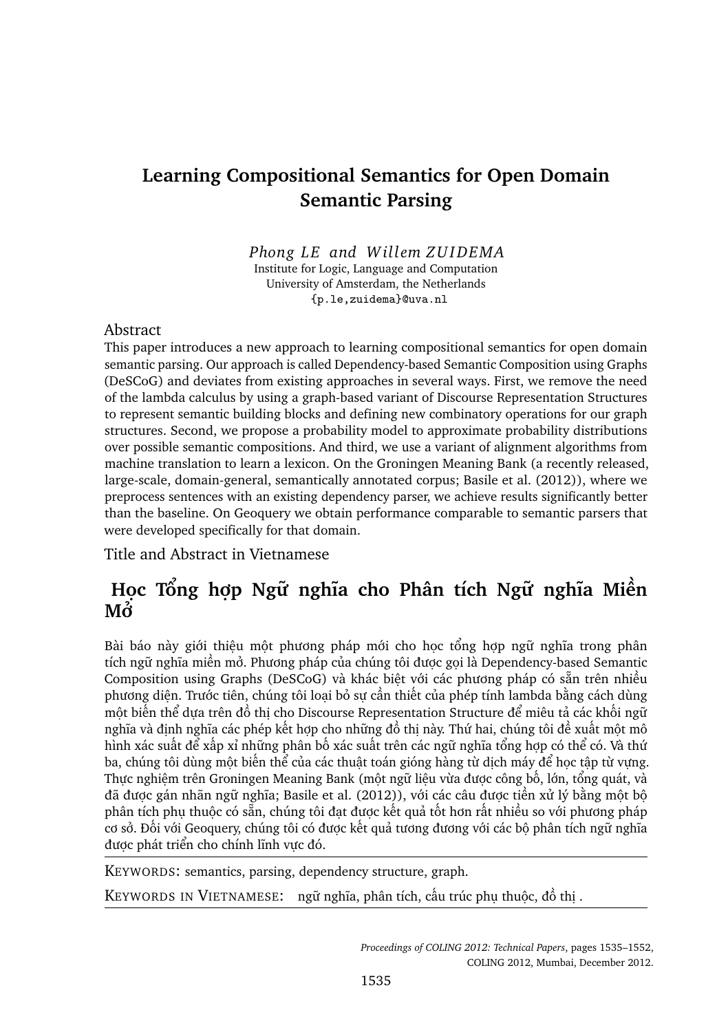# Learning Compositional Semantics for Open Domain Semantic Parsing

*Phong LE and Willem ZUIDEMA*
Institute for Logic, Language and Computation
University of Amsterdam, the Netherlands
{p.le,zuidema}@uva.nl

## Abstract

This paper introduces a new approach to learning compositional semantics for open domain semantic parsing. Our approach is called Dependency-based Semantic Composition using Graphs (DeSCoG) and deviates from existing approaches in several ways. First, we remove the need of the lambda calculus by using a graph-based variant of Discourse Representation Structures to represent semantic building blocks and defining new combinatory operations for our graph structures. Second, we propose a probability model to approximate probability distributions over possible semantic compositions. And third, we use a variant of alignment algorithms from machine translation to learn a lexicon. On the Groningen Meaning Bank (a recently released, large-scale, domain-general, semantically annotated corpus; Basile et al. (2012)), where we preprocess sentences with an existing dependency parser, we achieve results significantly better than the baseline. On Geoquery we obtain performance comparable to semantic parsers that were developed specifically for that domain.

Title and Abstract in Vietnamese

## Học Tổng hợp Ngữ nghĩa cho Phân tích Ngữ nghĩa Miền Mở

Bài báo này giới thiệu một phương pháp mới cho học tổng hợp ngữ nghĩa trong phân tích ngữ nghĩa miền mở. Phương pháp của chúng tôi được gọi là Dependency-based Semantic Composition using Graphs (DeSCoG) và khác biệt với các phương pháp có sẵn trên nhiều phương diện. Trước tiên, chúng tôi loại bỏ sự cần thiết của phép tính lambda bằng cách dùng một biến thể dựa trên đồ thị cho Discourse Representation Structure để miêu tả các khối ngữ nghĩa và định nghĩa các phép kết hợp cho những đồ thị này. Thứ hai, chúng tôi đề xuất một mô hình xác suất để xấp xỉ những phân bố xác suất trên các ngữ nghĩa tổng hợp có thể có. Và thứ ba, chúng tôi dùng một biến thể của các thuật toán gióng hàng từ dịch máy để học tập từ vựng. Thực nghiệm trên Groningen Meaning Bank (một ngữ liệu vừa được công bố, lớn, tổng quát, và đã được gán nhãn ngữ nghĩa; Basile et al. (2012)), với các câu được tiền xử lý bằng một bộ phân tích phụ thuộc có sẵn, chúng tôi đạt được kết quả tốt hơn rất nhiều so với phương pháp cơ sở. Đối với Geoquery, chúng tôi có được kết quả tương đương với các bộ phân tích ngữ nghĩa được phát triển cho chính lĩnh vực đó.

KEYWORDS: semantics, parsing, dependency structure, graph.

KEYWORDS IN VIETNAMESE: ngữ nghĩa, phân tích, cấu trúc phụ thuộc, đồ thị .

*Proceedings of COLING 2012: Technical Papers*, pages 1535–1552,
COLING 2012, Mumbai, December 2012.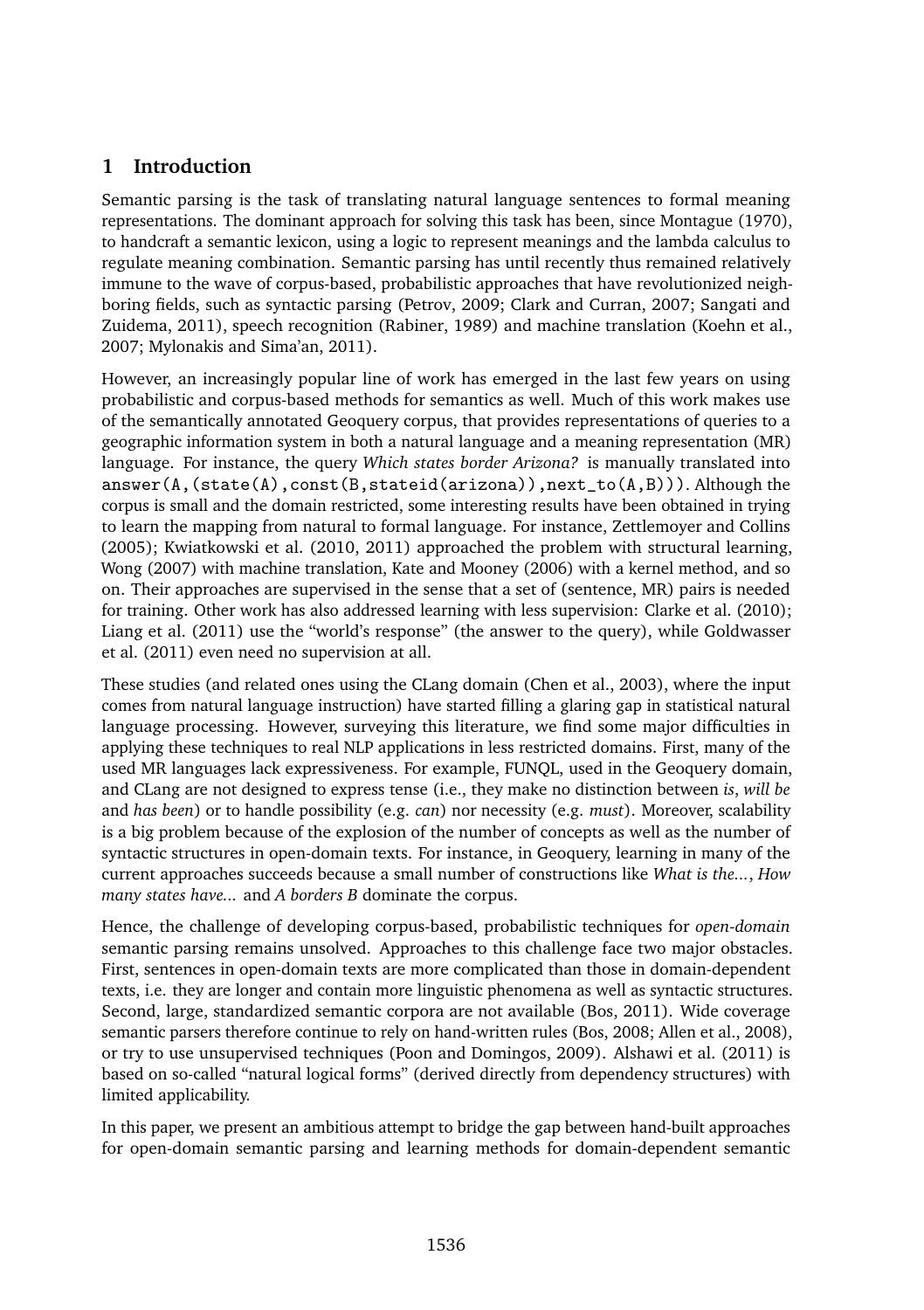## 1 Introduction

Semantic parsing is the task of translating natural language sentences to formal meaning representations. The dominant approach for solving this task has been, since Montague (1970), to handcraft a semantic lexicon, using a logic to represent meanings and the lambda calculus to regulate meaning combination. Semantic parsing has until recently thus remained relatively immune to the wave of corpus-based, probabilistic approaches that have revolutionized neighboring fields, such as syntactic parsing (Petrov, 2009; Clark and Curran, 2007; Sangati and Zuidema, 2011), speech recognition (Rabiner, 1989) and machine translation (Koehn et al., 2007; Mylonakis and Sima'an, 2011).

However, an increasingly popular line of work has emerged in the last few years on using probabilistic and corpus-based methods for semantics as well. Much of this work makes use of the semantically annotated Geoquery corpus, that provides representations of queries to a geographic information system in both a natural language and a meaning representation (MR) language. For instance, the query *Which states border Arizona?* is manually translated into `answer(A,(state(A),const(B,stateid(arizona)),next_to(A,B)))`. Although the corpus is small and the domain restricted, some interesting results have been obtained in trying to learn the mapping from natural to formal language. For instance, Zettlemoyer and Collins (2005); Kwiatkowski et al. (2010, 2011) approached the problem with structural learning, Wong (2007) with machine translation, Kate and Mooney (2006) with a kernel method, and so on. Their approaches are supervised in the sense that a set of (sentence, MR) pairs is needed for training. Other work has also addressed learning with less supervision: Clarke et al. (2010); Liang et al. (2011) use the "world's response" (the answer to the query), while Goldwasser et al. (2011) even need no supervision at all.

These studies (and related ones using the CLang domain (Chen et al., 2003), where the input comes from natural language instruction) have started filling a glaring gap in statistical natural language processing. However, surveying this literature, we find some major difficulties in applying these techniques to real NLP applications in less restricted domains. First, many of the used MR languages lack expressiveness. For example, FUNQL, used in the Geoquery domain, and CLang are not designed to express tense (i.e., they make no distinction between *is*, *will be* and *has been*) or to handle possibility (e.g. *can*) nor necessity (e.g. *must*). Moreover, scalability is a big problem because of the explosion of the number of concepts as well as the number of syntactic structures in open-domain texts. For instance, in Geoquery, learning in many of the current approaches succeeds because a small number of constructions like *What is the...*, *How many states have...* and *A borders B* dominate the corpus.

Hence, the challenge of developing corpus-based, probabilistic techniques for *open-domain* semantic parsing remains unsolved. Approaches to this challenge face two major obstacles. First, sentences in open-domain texts are more complicated than those in domain-dependent texts, i.e. they are longer and contain more linguistic phenomena as well as syntactic structures. Second, large, standardized semantic corpora are not available (Bos, 2011). Wide coverage semantic parsers therefore continue to rely on hand-written rules (Bos, 2008; Allen et al., 2008), or try to use unsupervised techniques (Poon and Domingos, 2009). Alshawi et al. (2011) is based on so-called "natural logical forms" (derived directly from dependency structures) with limited applicability.

In this paper, we present an ambitious attempt to bridge the gap between hand-built approaches for open-domain semantic parsing and learning methods for domain-dependent semantic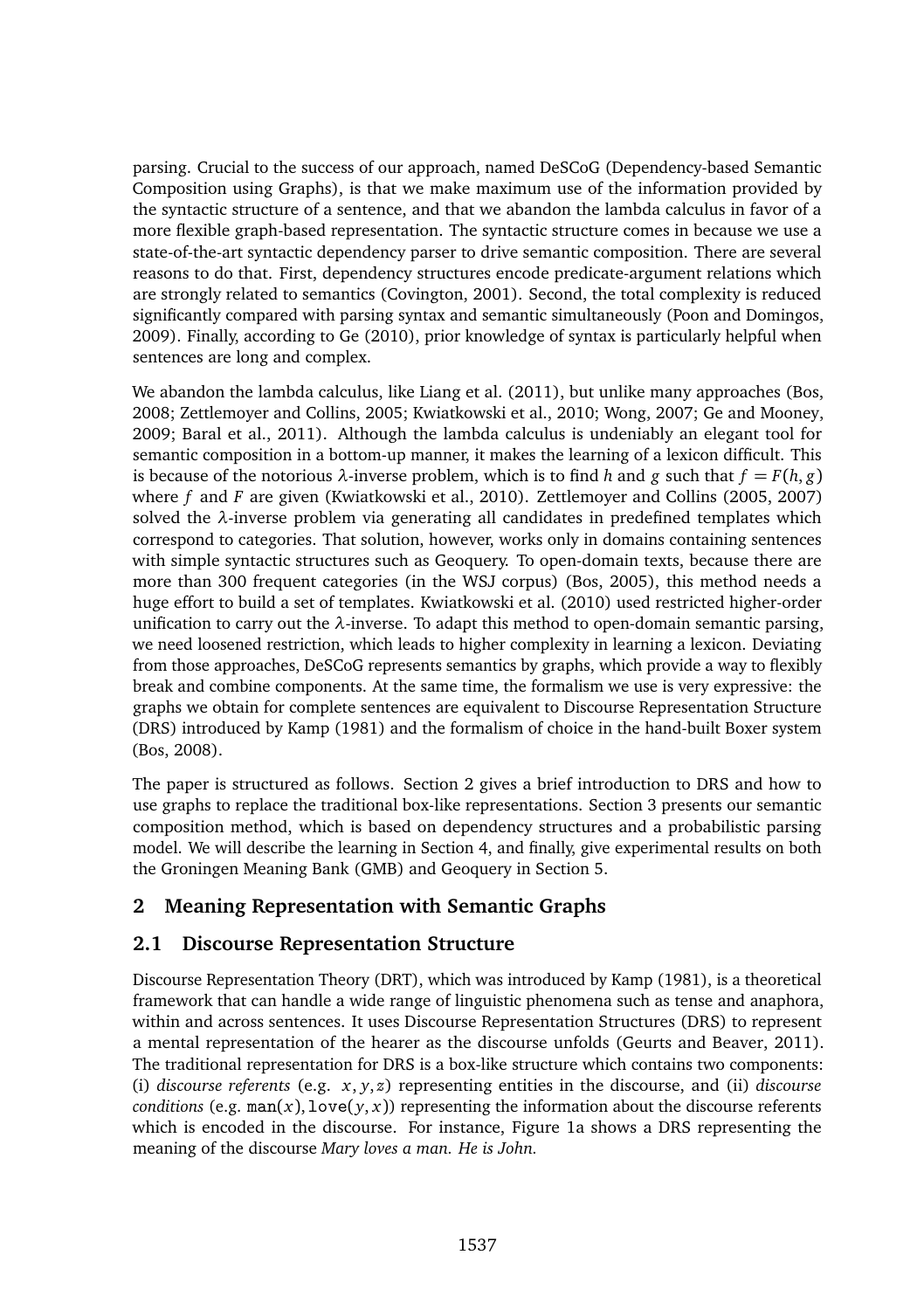parsing. Crucial to the success of our approach, named DeSCoG (Dependency-based Semantic Composition using Graphs), is that we make maximum use of the information provided by the syntactic structure of a sentence, and that we abandon the lambda calculus in favor of a more flexible graph-based representation. The syntactic structure comes in because we use a state-of-the-art syntactic dependency parser to drive semantic composition. There are several reasons to do that. First, dependency structures encode predicate-argument relations which are strongly related to semantics (Covington, 2001). Second, the total complexity is reduced significantly compared with parsing syntax and semantic simultaneously (Poon and Domingos, 2009). Finally, according to Ge (2010), prior knowledge of syntax is particularly helpful when sentences are long and complex.

We abandon the lambda calculus, like Liang et al. (2011), but unlike many approaches (Bos, 2008; Zettlemoyer and Collins, 2005; Kwiatkowski et al., 2010; Wong, 2007; Ge and Mooney, 2009; Baral et al., 2011). Although the lambda calculus is undeniably an elegant tool for semantic composition in a bottom-up manner, it makes the learning of a lexicon difficult. This is because of the notorious $\lambda$-inverse problem, which is to find $h$ and $g$ such that $f = F(h, g)$ where $f$ and $F$ are given (Kwiatkowski et al., 2010). Zettlemoyer and Collins (2005, 2007) solved the $\lambda$-inverse problem via generating all candidates in predefined templates which correspond to categories. That solution, however, works only in domains containing sentences with simple syntactic structures such as Geoquery. To open-domain texts, because there are more than 300 frequent categories (in the WSJ corpus) (Bos, 2005), this method needs a huge effort to build a set of templates. Kwiatkowski et al. (2010) used restricted higher-order unification to carry out the $\lambda$-inverse. To adapt this method to open-domain semantic parsing, we need loosened restriction, which leads to higher complexity in learning a lexicon. Deviating from those approaches, DeSCoG represents semantics by graphs, which provide a way to flexibly break and combine components. At the same time, the formalism we use is very expressive: the graphs we obtain for complete sentences are equivalent to Discourse Representation Structure (DRS) introduced by Kamp (1981) and the formalism of choice in the hand-built Boxer system (Bos, 2008).

The paper is structured as follows. Section 2 gives a brief introduction to DRS and how to use graphs to replace the traditional box-like representations. Section 3 presents our semantic composition method, which is based on dependency structures and a probabilistic parsing model. We will describe the learning in Section 4, and finally, give experimental results on both the Groningen Meaning Bank (GMB) and Geoquery in Section 5.

## 2 Meaning Representation with Semantic Graphs

### 2.1 Discourse Representation Structure

Discourse Representation Theory (DRT), which was introduced by Kamp (1981), is a theoretical framework that can handle a wide range of linguistic phenomena such as tense and anaphora, within and across sentences. It uses Discourse Representation Structures (DRS) to represent a mental representation of the hearer as the discourse unfolds (Geurts and Beaver, 2011). The traditional representation for DRS is a box-like structure which contains two components: (i) *discourse referents* (e.g. $x, y, z$) representing entities in the discourse, and (ii) *discourse conditions* (e.g. $\texttt{man}(x), \texttt{love}(y, x)$) representing the information about the discourse referents which is encoded in the discourse. For instance, Figure 1a shows a DRS representing the meaning of the discourse *Mary loves a man. He is John.*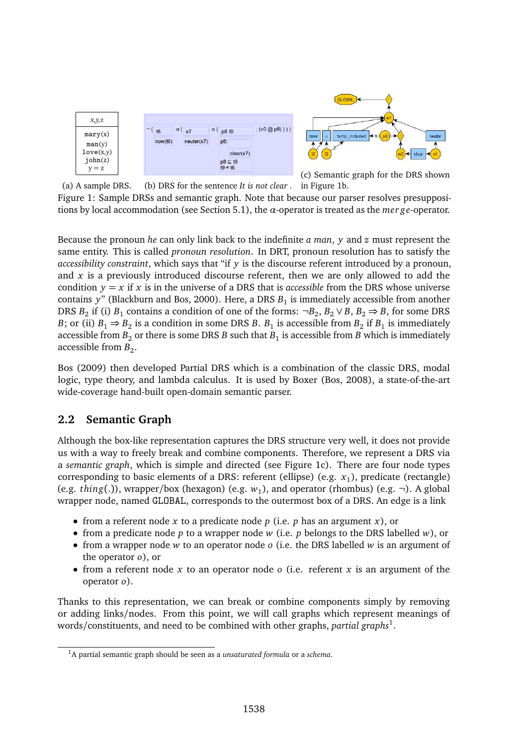| x,y,z |
| --- |
| mary(x) man(y) love(x,y) john(z) y = z |

(a) A sample DRS.

(b) DRS for the sentence *It is not clear* .

(c) Semantic graph for the DRS shown in Figure 1b.

Figure 1: Sample DRSs and semantic graph. Note that because our parser resolves presuppositions by local accommodation (see Section 5.1), the $\alpha$-operator is treated as the *merge*-operator.

Because the pronoun *he* can only link back to the indefinite *a man*, $y$ and $z$ must represent the same entity. This is called *pronoun resolution*. In DRT, pronoun resolution has to satisfy the *accessibility constraint*, which says that "if $y$ is the discourse referent introduced by a pronoun, and $x$ is a previously introduced discourse referent, then we are only allowed to add the condition $y = x$ if $x$ is in the universe of a DRS that is *accessible* from the DRS whose universe contains $y$" (Blackburn and Bos, 2000). Here, a DRS $B_1$ is immediately accessible from another DRS $B_2$ if (i) $B_1$ contains a condition of one of the forms: $\neg B_2$, $B_2 \vee B$, $B_2 \Rightarrow B$, for some DRS $B$; or (ii) $B_1 \Rightarrow B_2$ is a condition in some DRS $B$. $B_1$ is accessible from $B_2$ if $B_1$ is immediately accessible from $B_2$ or there is some DRS $B$ such that $B_1$ is accessible from $B$ which is immediately accessible from $B_2$.

Bos (2009) then developed Partial DRS which is a combination of the classic DRS, modal logic, type theory, and lambda calculus. It is used by Boxer (Bos, 2008), a state-of-the-art wide-coverage hand-built open-domain semantic parser.

## 2.2 Semantic Graph

Although the box-like representation captures the DRS structure very well, it does not provide us with a way to freely break and combine components. Therefore, we represent a DRS via a *semantic graph*, which is simple and directed (see Figure 1c). There are four node types corresponding to basic elements of a DRS: referent (ellipse) (e.g. $x_1$), predicate (rectangle) (e.g. *thing*(.)), wrapper/box (hexagon) (e.g. $w_1$), and operator (rhombus) (e.g. ¬). A global wrapper node, named GLOBAL, corresponds to the outermost box of a DRS. An edge is a link

- from a referent node $x$ to a predicate node $p$ (i.e. $p$ has an argument $x$), or
- from a predicate node $p$ to a wrapper node $w$ (i.e. $p$ belongs to the DRS labelled $w$), or
- from a wrapper node $w$ to an operator node $o$ (i.e. the DRS labelled $w$ is an argument of the operator $o$), or
- from a referent node $x$ to an operator node $o$ (i.e. referent $x$ is an argument of the operator $o$).

Thanks to this representation, we can break or combine components simply by removing or adding links/nodes. From this point, we will call graphs which represent meanings of words/constituents, and need to be combined with other graphs, *partial graphs*[1].

[1]A partial semantic graph should be seen as a *unsaturated formula* or a *schema*.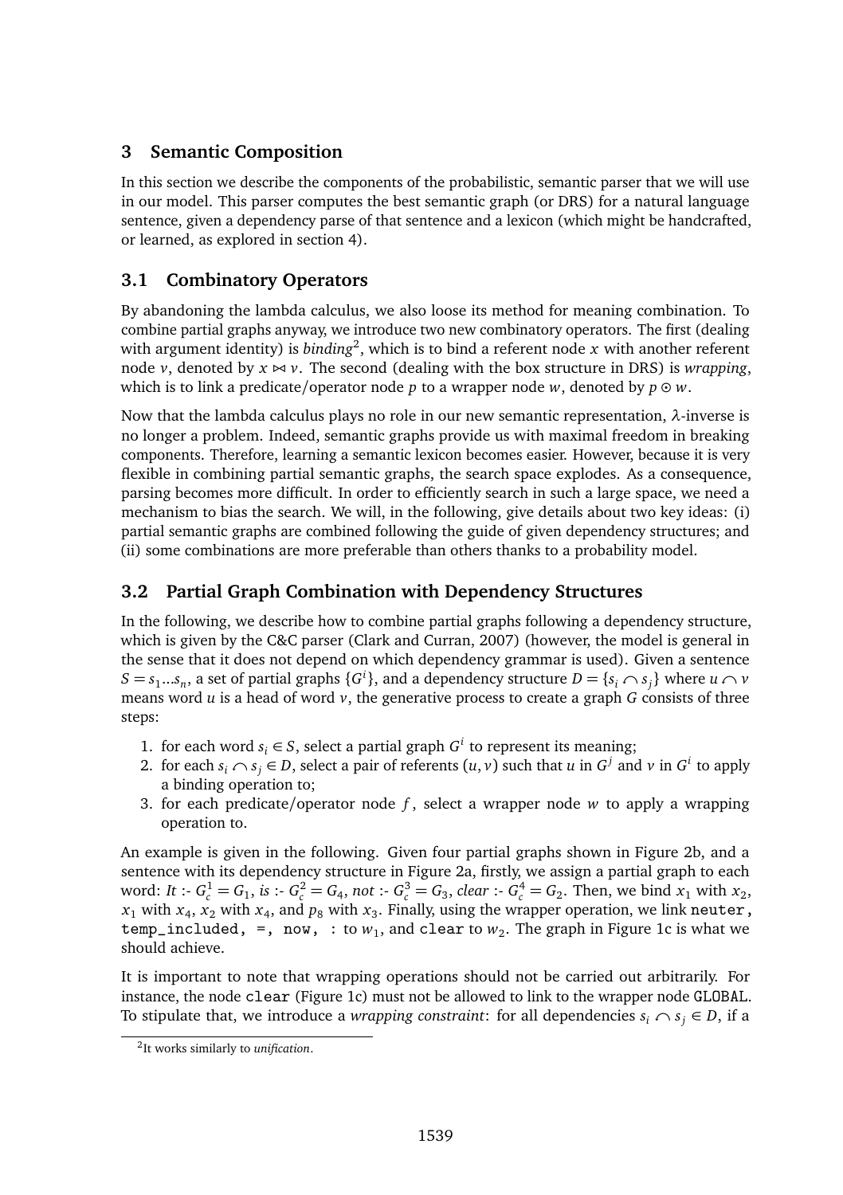## 3 Semantic Composition

In this section we describe the components of the probabilistic, semantic parser that we will use in our model. This parser computes the best semantic graph (or DRS) for a natural language sentence, given a dependency parse of that sentence and a lexicon (which might be handcrafted, or learned, as explored in section 4).

### 3.1 Combinatory Operators

By abandoning the lambda calculus, we also loose its method for meaning combination. To combine partial graphs anyway, we introduce two new combinatory operators. The first (dealing with argument identity) is *binding*[2], which is to bind a referent node $x$ with another referent node $v$, denoted by $x \bowtie v$. The second (dealing with the box structure in DRS) is *wrapping*, which is to link a predicate/operator node $p$ to a wrapper node $w$, denoted by $p \odot w$.

Now that the lambda calculus plays no role in our new semantic representation, $\lambda$-inverse is no longer a problem. Indeed, semantic graphs provide us with maximal freedom in breaking components. Therefore, learning a semantic lexicon becomes easier. However, because it is very flexible in combining partial semantic graphs, the search space explodes. As a consequence, parsing becomes more difficult. In order to efficiently search in such a large space, we need a mechanism to bias the search. We will, in the following, give details about two key ideas: (i) partial semantic graphs are combined following the guide of given dependency structures; and (ii) some combinations are more preferable than others thanks to a probability model.

### 3.2 Partial Graph Combination with Dependency Structures

In the following, we describe how to combine partial graphs following a dependency structure, which is given by the C&C parser (Clark and Curran, 2007) (however, the model is general in the sense that it does not depend on which dependency grammar is used). Given a sentence $S = s_1...s_n$, a set of partial graphs $\{G^i\}$, and a dependency structure $D = \{s_i \frown s_j\}$ where $u \frown v$ means word $u$ is a head of word $v$, the generative process to create a graph $G$ consists of three steps:

1. for each word $s_i \in S$, select a partial graph $G^i$ to represent its meaning;
2. for each $s_i \frown s_j \in D$, select a pair of referents $(u, v)$ such that $u$ in $G^j$ and $v$ in $G^i$ to apply a binding operation to;
3. for each predicate/operator node $f$, select a wrapper node $w$ to apply a wrapping operation to.

An example is given in the following. Given four partial graphs shown in Figure 2b, and a sentence with its dependency structure in Figure 2a, firstly, we assign a partial graph to each word: *It* :- $G_c^1 = G_1$, *is* :- $G_c^2 = G_4$, *not* :- $G_c^3 = G_3$, *clear* :- $G_c^4 = G_2$. Then, we bind $x_1$ with $x_2$, $x_1$ with $x_4$, $x_2$ with $x_4$, and $p_8$ with $x_3$. Finally, using the wrapper operation, we link `neuter`, `temp_included`, `=`, `now`, `:` to $w_1$, and `clear` to $w_2$. The graph in Figure 1c is what we should achieve.

It is important to note that wrapping operations should not be carried out arbitrarily. For instance, the node `clear` (Figure 1c) must not be allowed to link to the wrapper node `GLOBAL`. To stipulate that, we introduce a *wrapping constraint*: for all dependencies $s_i \frown s_j \in D$, if a

[2] It works similarly to *unification*.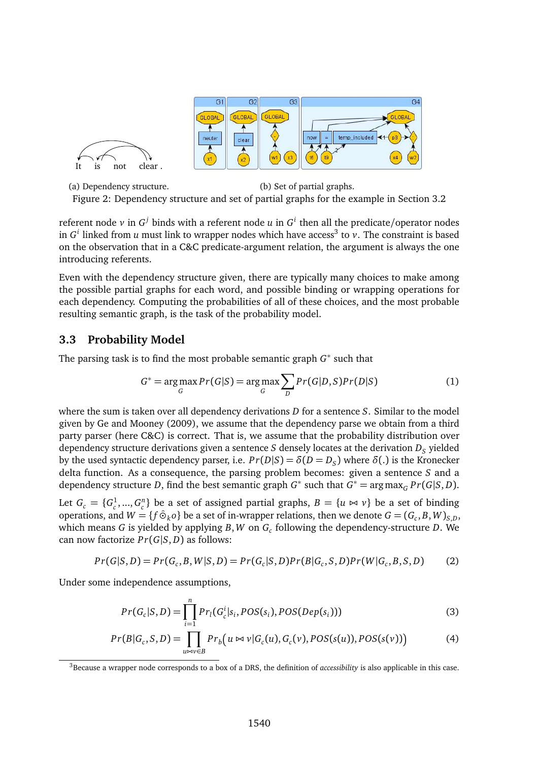(a) Dependency structure. (b) Set of partial graphs.

Figure 2: Dependency structure and set of partial graphs for the example in Section 3.2

referent node $v$ in $G^j$ binds with a referent node $u$ in $G^i$ then all the predicate/operator nodes in $G^i$ linked from $u$ must link to wrapper nodes which have access[3] to $v$. The constraint is based on the observation that in a C&C predicate-argument relation, the argument is always the one introducing referents.

Even with the dependency structure given, there are typically many choices to make among the possible partial graphs for each word, and possible binding or wrapping operations for each dependency. Computing the probabilities of all of these choices, and the most probable resulting semantic graph, is the task of the probability model.

### 3.3 Probability Model

The parsing task is to find the most probable semantic graph $G^*$ such that

$$G^* = \arg\max_G Pr(G|S) = \arg\max_G \sum_D Pr(G|D,S)Pr(D|S) \tag{1}$$

where the sum is taken over all dependency derivations $D$ for a sentence $S$. Similar to the model given by Ge and Mooney (2009), we assume that the dependency parse we obtain from a third party parser (here C&C) is correct. That is, we assume that the probability distribution over dependency structure derivations given a sentence $S$ densely locates at the derivation $D_S$ yielded by the used syntactic dependency parser, i.e. $Pr(D|S) = \delta(D = D_S)$ where $\delta(.)$ is the Kronecker delta function. As a consequence, the parsing problem becomes: given a sentence $S$ and a dependency structure $D$, find the best semantic graph $G^*$ such that $G^* = \arg\max_G Pr(G|S,D)$.

Let $G_c = \{G_c^1, ..., G_c^n\}$ be a set of assigned partial graphs, $B = \{u \bowtie v\}$ be a set of binding operations, and $W = \{f \hat{\odot}_k o\}$ be a set of in-wrapper relations, then we denote $G = (G_c, B, W)_{S,D}$, which means $G$ is yielded by applying $B, W$ on $G_c$ following the dependency-structure $D$. We can now factorize $Pr(G|S,D)$ as follows:

$$Pr(G|S,D) = Pr(G_c, B, W|S,D) = Pr(G_c|S,D)Pr(B|G_c,S,D)Pr(W|G_c,B,S,D) \tag{2}$$

Under some independence assumptions,

$$Pr(G_c|S,D) = \prod_{i=1}^{n} Pr_l(G_c^i|s_i, POS(s_i), POS(Dep(s_i))) \tag{3}$$

$$Pr(B|G_c,S,D) = \prod_{u \bowtie v \in B} Pr_b\big(u \bowtie v | G_c(u), G_c(v), POS(s(u)), POS(s(v))\big) \tag{4}$$

---

[3] Because a wrapper node corresponds to a box of a DRS, the definition of *accessibility* is also applicable in this case.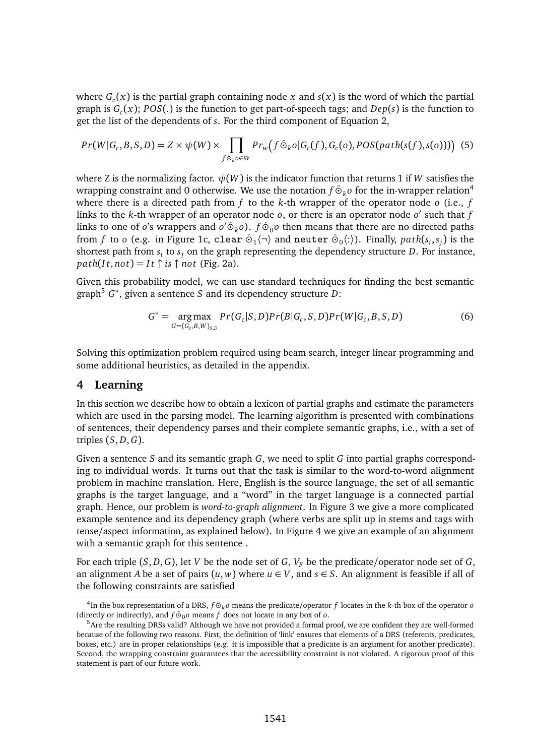where $G_c(x)$ is the partial graph containing node $x$ and $s(x)$ is the word of which the partial graph is $G_c(x)$; $POS(.)$ is the function to get part-of-speech tags; and $Dep(s)$ is the function to get the list of the dependents of $s$. For the third component of Equation 2,

$$Pr(W|G_c, B, S, D) = Z \times \psi(W) \times \prod_{f \hat{\odot}_k o \in W} Pr_w\big(f \hat{\odot}_k o | G_c(f), G_c(o), POS(path(s(f), s(o)))\big) \quad (5)$$

where Z is the normalizing factor. $\psi(W)$ is the indicator function that returns 1 if $W$ satisfies the wrapping constraint and 0 otherwise. We use the notation $f \hat{\odot}_k o$ for the in-wrapper relation[4] where there is a directed path from $f$ to the $k$-th wrapper of the operator node $o$ (i.e., $f$ links to the $k$-th wrapper of an operator node $o$, or there is an operator node $o'$ such that $f$ links to one of $o$'s wrappers and $o' \hat{\odot}_k o$). $f \hat{\odot}_0 o$ then means that there are no directed paths from $f$ to $o$ (e.g. in Figure 1c, `clear` $\hat{\odot}_1 \langle \neg \rangle$ and `neuter` $\hat{\odot}_0 \langle : \rangle$). Finally, $path(s_i, s_j)$ is the shortest path from $s_i$ to $s_j$ on the graph representing the dependency structure $D$. For instance, $path(It, not) = It \uparrow is \uparrow not$ (Fig. 2a).

Given this probability model, we can use standard techniques for finding the best semantic graph[5] $G^*$, given a sentence $S$ and its dependency structure $D$:

$$G^* = \underset{G=(G_c,B,W)_{S,D}}{\arg\max} \; Pr(G_c|S,D) Pr(B|G_c,S,D) Pr(W|G_c,B,S,D) \quad (6)$$

Solving this optimization problem required using beam search, integer linear programming and some additional heuristics, as detailed in the appendix.

## 4 Learning

In this section we describe how to obtain a lexicon of partial graphs and estimate the parameters which are used in the parsing model. The learning algorithm is presented with combinations of sentences, their dependency parses and their complete semantic graphs, i.e., with a set of triples $(S, D, G)$.

Given a sentence $S$ and its semantic graph $G$, we need to split $G$ into partial graphs corresponding to individual words. It turns out that the task is similar to the word-to-word alignment problem in machine translation. Here, English is the source language, the set of all semantic graphs is the target language, and a "word" in the target language is a connected partial graph. Hence, our problem is *word-to-graph alignment*. In Figure 3 we give a more complicated example sentence and its dependency graph (where verbs are split up in stems and tags with tense/aspect information, as explained below). In Figure 4 we give an example of an alignment with a semantic graph for this sentence .

For each triple $(S, D, G)$, let $V$ be the node set of $G$, $V_F$ be the predicate/operator node set of $G$, an alignment $A$ be a set of pairs $(u, w)$ where $u \in V$, and $s \in S$. An alignment is feasible if all of the following constraints are satisfied

[4] In the box representation of a DRS, $f \hat{\odot}_k o$ means the predicate/operator $f$ locates in the $k$-th box of the operator $o$ (directly or indirectly), and $f \hat{\odot}_0 o$ means $f$ does not locate in any box of $o$.

[5] Are the resulting DRSs valid? Although we have not provided a formal proof, we are confident they are well-formed because of the following two reasons. First, the definition of 'link' ensures that elements of a DRS (referents, predicates, boxes, etc.) are in proper relationships (e.g. it is impossible that a predicate is an argument for another predicate). Second, the wrapping constraint guarantees that the accessibility constraint is not violated. A rigorous proof of this statement is part of our future work.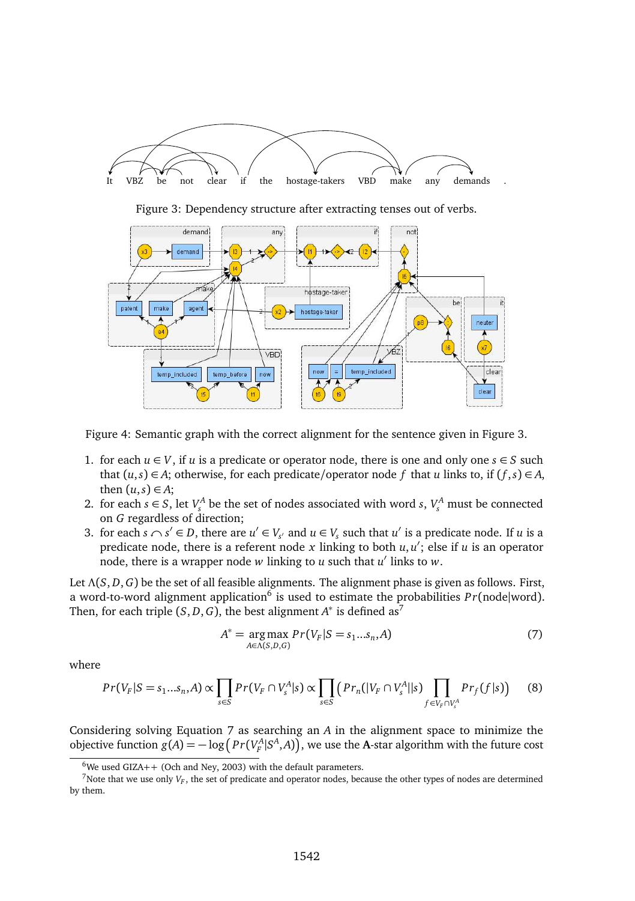Figure 3: Dependency structure after extracting tenses out of verbs.

Figure 4: Semantic graph with the correct alignment for the sentence given in Figure 3.

1. for each $u \in V$, if $u$ is a predicate or operator node, there is one and only one $s \in S$ such that $(u,s) \in A$; otherwise, for each predicate/operator node $f$ that $u$ links to, if $(f,s) \in A$, then $(u,s) \in A$;
2. for each $s \in S$, let $V_s^A$ be the set of nodes associated with word $s$, $V_s^A$ must be connected on $G$ regardless of direction;
3. for each $s \frown s' \in D$, there are $u' \in V_{s'}$ and $u \in V_s$ such that $u'$ is a predicate node. If $u$ is a predicate node, there is a referent node $x$ linking to both $u, u'$; else if $u$ is an operator node, there is a wrapper node $w$ linking to $u$ such that $u'$ links to $w$.

Let $\Lambda(S,D,G)$ be the set of all feasible alignments. The alignment phase is given as follows. First, a word-to-word alignment application[6] is used to estimate the probabilities $Pr(\text{node}|\text{word})$. Then, for each triple $(S,D,G)$, the best alignment $A^*$ is defined as[7]

$$A^* = \underset{A \in \Lambda(S,D,G)}{\arg\max}\, Pr(V_F | S = s_1 ... s_n, A) \tag{7}$$

where

$$Pr(V_F | S = s_1 ... s_n, A) \propto \prod_{s \in S} Pr(V_F \cap V_s^A | s) \propto \prod_{s \in S} \Big( Pr_n(|V_F \cap V_s^A| | s) \prod_{f \in V_F \cap V_s^A} Pr_f(f | s) \Big) \tag{8}$$

Considering solving Equation 7 as searching an $A$ in the alignment space to minimize the objective function $g(A) = -\log\big(Pr(V_F^A | S^A, A)\big)$, we use the **A**-star algorithm with the future cost

[6] We used GIZA++ (Och and Ney, 2003) with the default parameters.

[7] Note that we use only $V_F$, the set of predicate and operator nodes, because the other types of nodes are determined by them.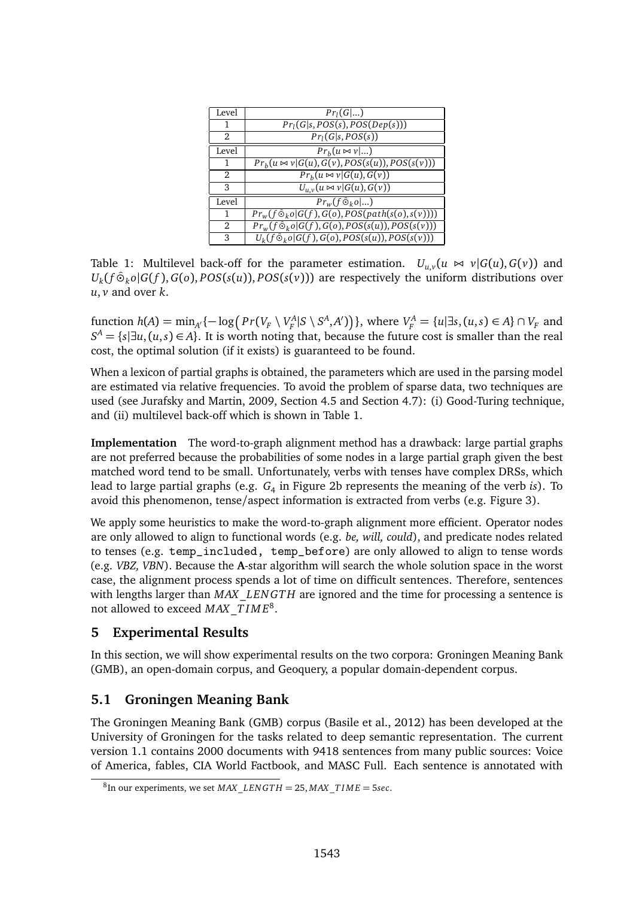| Level | $Pr_l(G\|...)$ |
|---|---|
| 1 | $Pr_l(G\|s, POS(s), POS(Dep(s)))$ |
| 2 | $Pr_l(G\|s, POS(s))$ |
| Level | $Pr_b(u \bowtie v\|...)$ |
| 1 | $Pr_b(u \bowtie v\|G(u), G(v), POS(s(u)), POS(s(v)))$ |
| 2 | $Pr_b(u \bowtie v\|G(u), G(v))$ |
| 3 | $U_{u,v}(u \bowtie v\|G(u), G(v))$ |
| Level | $Pr_w(f \hat{\odot}_k o\|...)$ |
| 1 | $Pr_w(f \hat{\odot}_k o\|G(f), G(o), POS(path(s(o), s(v))))$ |
| 2 | $Pr_w(f \hat{\odot}_k o\|G(f), G(o), POS(s(u)), POS(s(v)))$ |
| 3 | $U_k(f \hat{\odot}_k o\|G(f), G(o), POS(s(u)), POS(s(v)))$ |

Table 1: Multilevel back-off for the parameter estimation. $U_{u,v}(u \bowtie v|G(u), G(v))$ and $U_k(f \hat{\odot}_k o|G(f), G(o), POS(s(u)), POS(s(v)))$ are respectively the uniform distributions over $u, v$ and over $k$.

function $h(A) = \min_{A'}\{-\log\big(Pr(V_F \setminus V_F^A | S \setminus S^A, A')\big)\}$, where $V_F^A = \{u | \exists s, (u,s) \in A\} \cap V_F$ and $S^A = \{s | \exists u, (u,s) \in A\}$. It is worth noting that, because the future cost is smaller than the real cost, the optimal solution (if it exists) is guaranteed to be found.

When a lexicon of partial graphs is obtained, the parameters which are used in the parsing model are estimated via relative frequencies. To avoid the problem of sparse data, two techniques are used (see Jurafsky and Martin, 2009, Section 4.5 and Section 4.7): (i) Good-Turing technique, and (ii) multilevel back-off which is shown in Table 1.

**Implementation** The word-to-graph alignment method has a drawback: large partial graphs are not preferred because the probabilities of some nodes in a large partial graph given the best matched word tend to be small. Unfortunately, verbs with tenses have complex DRSs, which lead to large partial graphs (e.g. $G_4$ in Figure 2b represents the meaning of the verb *is*). To avoid this phenomenon, tense/aspect information is extracted from verbs (e.g. Figure 3).

We apply some heuristics to make the word-to-graph alignment more efficient. Operator nodes are only allowed to align to functional words (e.g. *be, will, could*), and predicate nodes related to tenses (e.g. `temp_included, temp_before`) are only allowed to align to tense words (e.g. *VBZ, VBN*). Because the **A**-star algorithm will search the whole solution space in the worst case, the alignment process spends a lot of time on difficult sentences. Therefore, sentences with lengths larger than $MAX\_LENGTH$ are ignored and the time for processing a sentence is not allowed to exceed $MAX\_TIME$[8].

## 5 Experimental Results

In this section, we will show experimental results on the two corpora: Groningen Meaning Bank (GMB), an open-domain corpus, and Geoquery, a popular domain-dependent corpus.

### 5.1 Groningen Meaning Bank

The Groningen Meaning Bank (GMB) corpus (Basile et al., 2012) has been developed at the University of Groningen for the tasks related to deep semantic representation. The current version 1.1 contains 2000 documents with 9418 sentences from many public sources: Voice of America, fables, CIA World Factbook, and MASC Full. Each sentence is annotated with

[8] In our experiments, we set $MAX\_LENGTH = 25, MAX\_TIME = 5sec$.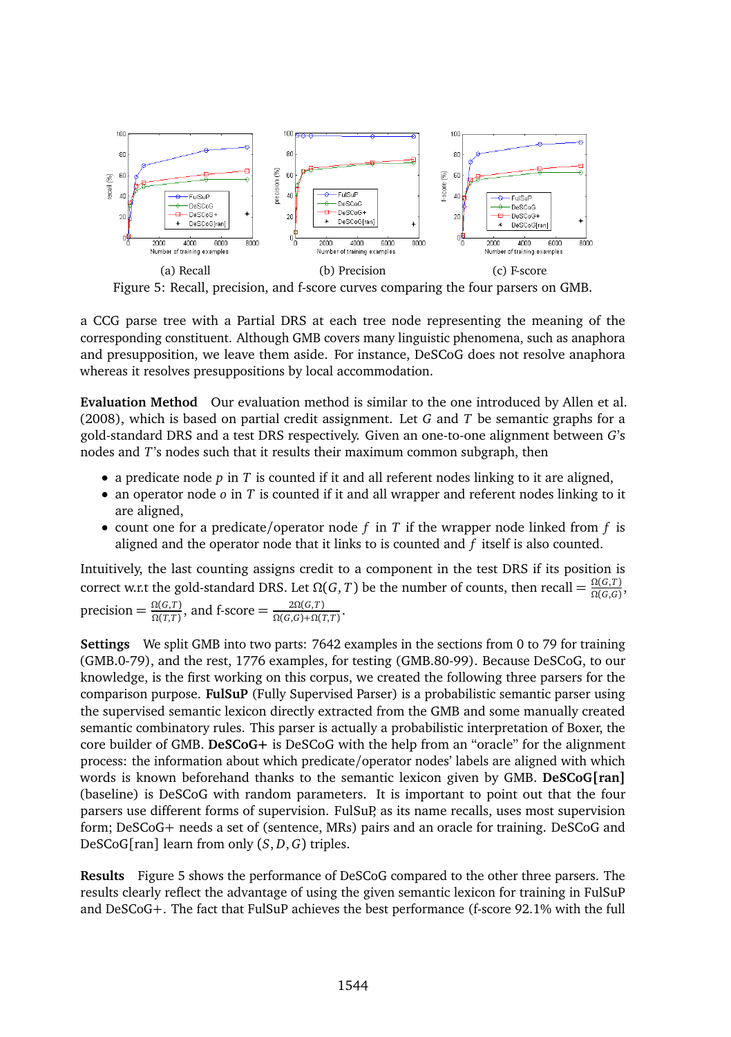(a) Recall (b) Precision (c) F-score

Figure 5: Recall, precision, and f-score curves comparing the four parsers on GMB.

a CCG parse tree with a Partial DRS at each tree node representing the meaning of the corresponding constituent. Although GMB covers many linguistic phenomena, such as anaphora and presupposition, we leave them aside. For instance, DeSCoG does not resolve anaphora whereas it resolves presuppositions by local accommodation.

**Evaluation Method** Our evaluation method is similar to the one introduced by Allen et al. (2008), which is based on partial credit assignment. Let $G$ and $T$ be semantic graphs for a gold-standard DRS and a test DRS respectively. Given an one-to-one alignment between $G$'s nodes and $T$'s nodes such that it results their maximum common subgraph, then

- a predicate node $p$ in $T$ is counted if it and all referent nodes linking to it are aligned,
- an operator node $o$ in $T$ is counted if it and all wrapper and referent nodes linking to it are aligned,
- count one for a predicate/operator node $f$ in $T$ if the wrapper node linked from $f$ is aligned and the operator node that it links to is counted and $f$ itself is also counted.

Intuitively, the last counting assigns credit to a component in the test DRS if its position is correct w.r.t the gold-standard DRS. Let $\Omega(G, T)$ be the number of counts, then recall $= \frac{\Omega(G,T)}{\Omega(G,G)}$, precision $= \frac{\Omega(G,T)}{\Omega(T,T)}$, and f-score $= \frac{2\Omega(G,T)}{\Omega(G,G)+\Omega(T,T)}$.

**Settings** We split GMB into two parts: 7642 examples in the sections from 0 to 79 for training (GMB.0-79), and the rest, 1776 examples, for testing (GMB.80-99). Because DeSCoG, to our knowledge, is the first working on this corpus, we created the following three parsers for the comparison purpose. **FulSuP** (Fully Supervised Parser) is a probabilistic semantic parser using the supervised semantic lexicon directly extracted from the GMB and some manually created semantic combinatory rules. This parser is actually a probabilistic interpretation of Boxer, the core builder of GMB. **DeSCoG+** is DeSCoG with the help from an "oracle" for the alignment process: the information about which predicate/operator nodes' labels are aligned with which words is known beforehand thanks to the semantic lexicon given by GMB. **DeSCoG[ran]** (baseline) is DeSCoG with random parameters. It is important to point out that the four parsers use different forms of supervision. FulSuP, as its name recalls, uses most supervision form; DeSCoG+ needs a set of (sentence, MRs) pairs and an oracle for training. DeSCoG and DeSCoG[ran] learn from only $(S, D, G)$ triples.

**Results** Figure 5 shows the performance of DeSCoG compared to the other three parsers. The results clearly reflect the advantage of using the given semantic lexicon for training in FulSuP and DeSCoG+. The fact that FulSuP achieves the best performance (f-score 92.1% with the full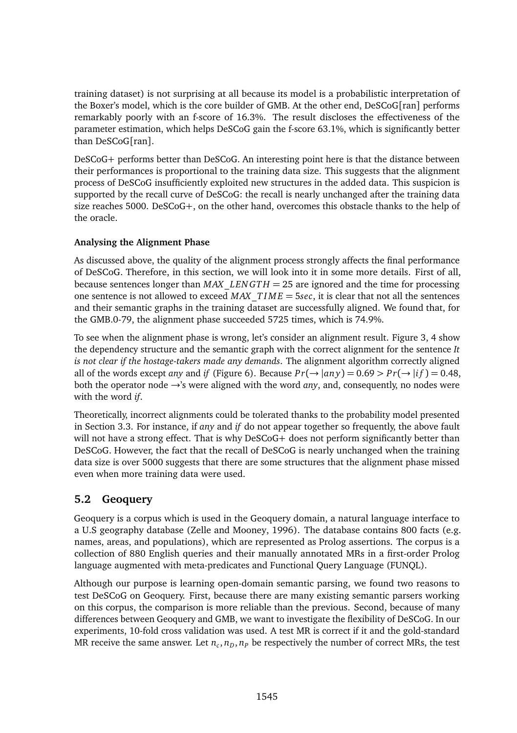training dataset) is not surprising at all because its model is a probabilistic interpretation of the Boxer's model, which is the core builder of GMB. At the other end, DeSCoG[ran] performs remarkably poorly with an f-score of 16.3%. The result discloses the effectiveness of the parameter estimation, which helps DeSCoG gain the f-score 63.1%, which is significantly better than DeSCoG[ran].

DeSCoG+ performs better than DeSCoG. An interesting point here is that the distance between their performances is proportional to the training data size. This suggests that the alignment process of DeSCoG insufficiently exploited new structures in the added data. This suspicion is supported by the recall curve of DeSCoG: the recall is nearly unchanged after the training data size reaches 5000. DeSCoG+, on the other hand, overcomes this obstacle thanks to the help of the oracle.

**Analysing the Alignment Phase**

As discussed above, the quality of the alignment process strongly affects the final performance of DeSCoG. Therefore, in this section, we will look into it in some more details. First of all, because sentences longer than $MAX\_LENGTH = 25$ are ignored and the time for processing one sentence is not allowed to exceed $MAX\_TIME = 5sec$, it is clear that not all the sentences and their semantic graphs in the training dataset are successfully aligned. We found that, for the GMB.0-79, the alignment phase succeeded 5725 times, which is 74.9%.

To see when the alignment phase is wrong, let's consider an alignment result. Figure 3, 4 show the dependency structure and the semantic graph with the correct alignment for the sentence *It is not clear if the hostage-takers made any demands*. The alignment algorithm correctly aligned all of the words except *any* and *if* (Figure 6). Because $Pr(\rightarrow |any) = 0.69 > Pr(\rightarrow |if) = 0.48$, both the operator node $\rightarrow$'s were aligned with the word *any*, and, consequently, no nodes were with the word *if*.

Theoretically, incorrect alignments could be tolerated thanks to the probability model presented in Section 3.3. For instance, if *any* and *if* do not appear together so frequently, the above fault will not have a strong effect. That is why DeSCoG+ does not perform significantly better than DeSCoG. However, the fact that the recall of DeSCoG is nearly unchanged when the training data size is over 5000 suggests that there are some structures that the alignment phase missed even when more training data were used.

## 5.2 Geoquery

Geoquery is a corpus which is used in the Geoquery domain, a natural language interface to a U.S geography database (Zelle and Mooney, 1996). The database contains 800 facts (e.g. names, areas, and populations), which are represented as Prolog assertions. The corpus is a collection of 880 English queries and their manually annotated MRs in a first-order Prolog language augmented with meta-predicates and Functional Query Language (FUNQL).

Although our purpose is learning open-domain semantic parsing, we found two reasons to test DeSCoG on Geoquery. First, because there are many existing semantic parsers working on this corpus, the comparison is more reliable than the previous. Second, because of many differences between Geoquery and GMB, we want to investigate the flexibility of DeSCoG. In our experiments, 10-fold cross validation was used. A test MR is correct if it and the gold-standard MR receive the same answer. Let $n_c, n_D, n_P$ be respectively the number of correct MRs, the test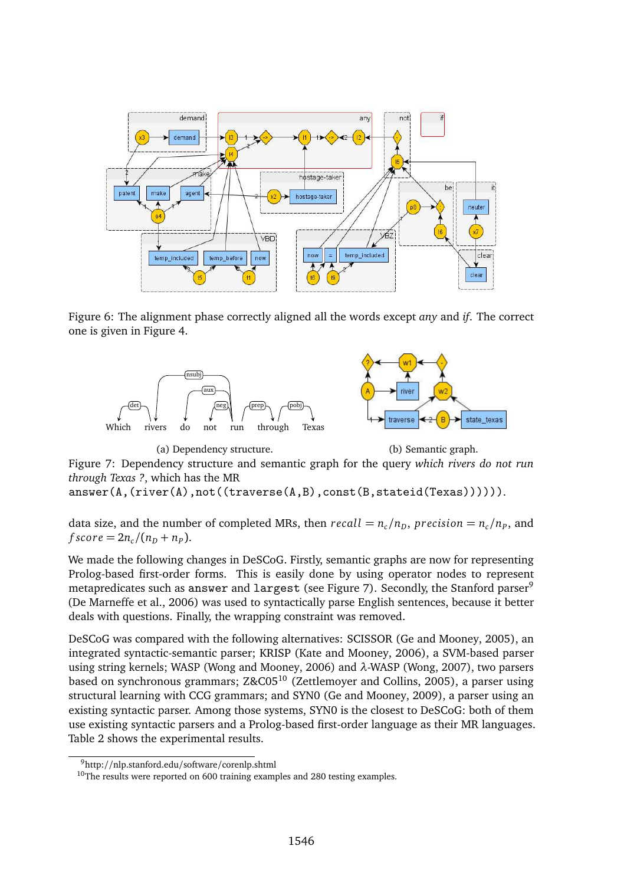Figure 6: The alignment phase correctly aligned all the words except *any* and *if*. The correct one is given in Figure 4.

(a) Dependency structure.

(b) Semantic graph.

Figure 7: Dependency structure and semantic graph for the query *which rivers do not run through Texas ?*, which has the MR
`answer(A,(river(A),not((traverse(A,B),const(B,stateid(Texas)))))).`

data size, and the number of completed MRs, then $recall = n_c/n_D$, $precision = n_c/n_P$, and $fscore = 2n_c/(n_D + n_P)$.

We made the following changes in DeSCoG. Firstly, semantic graphs are now for representing Prolog-based first-order forms. This is easily done by using operator nodes to represent metapredicates such as `answer` and `largest` (see Figure 7). Secondly, the Stanford parser[9] (De Marneffe et al., 2006) was used to syntactically parse English sentences, because it better deals with questions. Finally, the wrapping constraint was removed.

DeSCoG was compared with the following alternatives: SCISSOR (Ge and Mooney, 2005), an integrated syntactic-semantic parser; KRISP (Kate and Mooney, 2006), a SVM-based parser using string kernels; WASP (Wong and Mooney, 2006) and $\lambda$-WASP (Wong, 2007), two parsers based on synchronous grammars; Z&C05[10] (Zettlemoyer and Collins, 2005), a parser using structural learning with CCG grammars; and SYN0 (Ge and Mooney, 2009), a parser using an existing syntactic parser. Among those systems, SYN0 is the closest to DeSCoG: both of them use existing syntactic parsers and a Prolog-based first-order language as their MR languages. Table 2 shows the experimental results.

[9]http://nlp.stanford.edu/software/corenlp.shtml

[10]The results were reported on 600 training examples and 280 testing examples.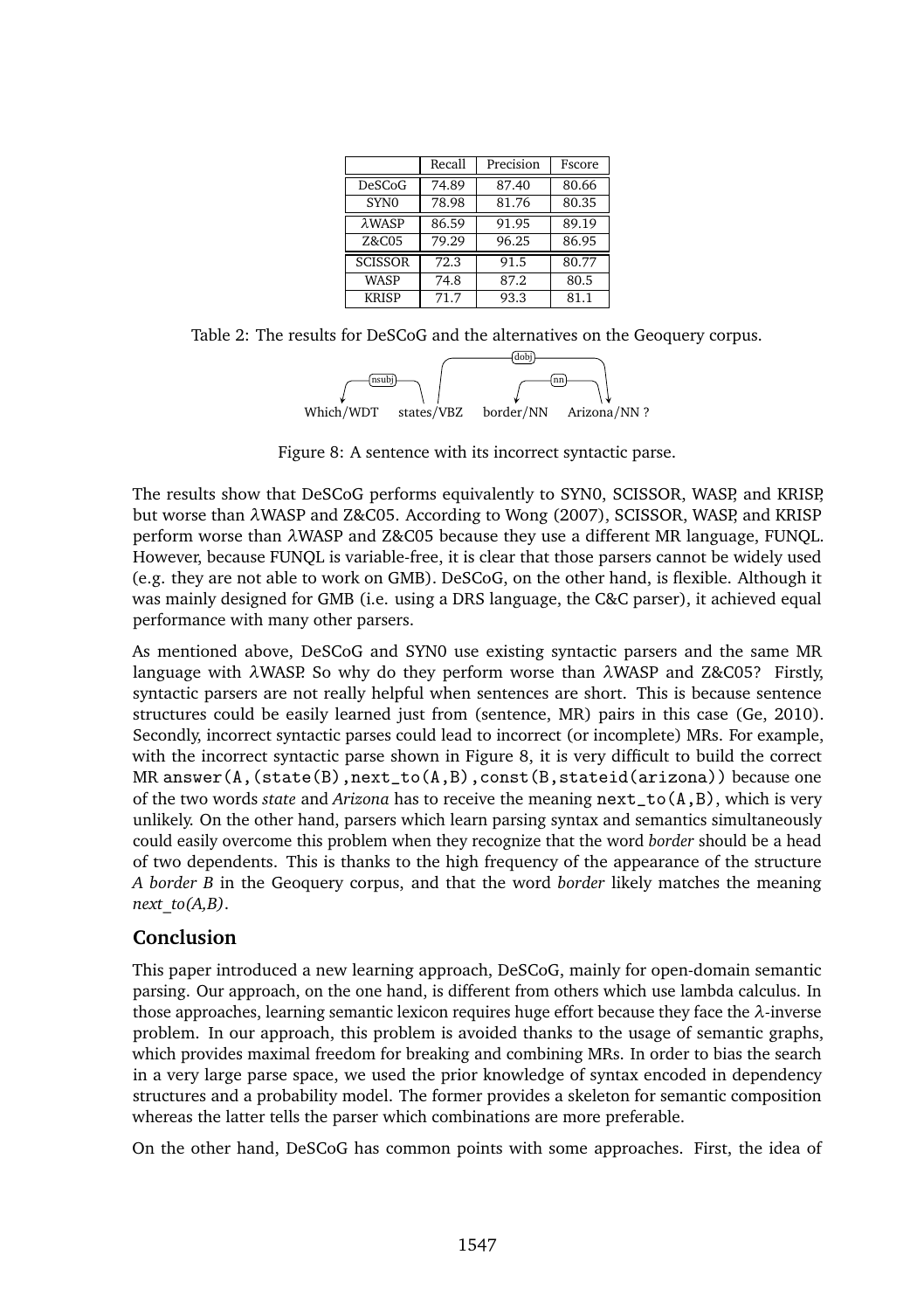| | Recall | Precision | Fscore |
|---|---|---|---|
| DeSCoG | 74.89 | 87.40 | 80.66 |
| SYN0 | 78.98 | 81.76 | 80.35 |
| λWASP | 86.59 | 91.95 | 89.19 |
| Z&C05 | 79.29 | 96.25 | 86.95 |
| SCISSOR | 72.3 | 91.5 | 80.77 |
| WASP | 74.8 | 87.2 | 80.5 |
| KRISP | 71.7 | 93.3 | 81.1 |

Table 2: The results for DeSCoG and the alternatives on the Geoquery corpus.

Which/WDT states/VBZ border/NN Arizona/NN ?

(nsubj: states → Which; dobj: states → Arizona; nn: Arizona → border)

Figure 8: A sentence with its incorrect syntactic parse.

The results show that DeSCoG performs equivalently to SYN0, SCISSOR, WASP, and KRISP, but worse than λWASP and Z&C05. According to Wong (2007), SCISSOR, WASP, and KRISP perform worse than λWASP and Z&C05 because they use a different MR language, FUNQL. However, because FUNQL is variable-free, it is clear that those parsers cannot be widely used (e.g. they are not able to work on GMB). DeSCoG, on the other hand, is flexible. Although it was mainly designed for GMB (i.e. using a DRS language, the C&C parser), it achieved equal performance with many other parsers.

As mentioned above, DeSCoG and SYN0 use existing syntactic parsers and the same MR language with λWASP. So why do they perform worse than λWASP and Z&C05? Firstly, syntactic parsers are not really helpful when sentences are short. This is because sentence structures could be easily learned just from (sentence, MR) pairs in this case (Ge, 2010). Secondly, incorrect syntactic parses could lead to incorrect (or incomplete) MRs. For example, with the incorrect syntactic parse shown in Figure 8, it is very difficult to build the correct MR `answer(A,(state(B),next_to(A,B),const(B,stateid(arizona))` because one of the two words *state* and *Arizona* has to receive the meaning `next_to(A,B)`, which is very unlikely. On the other hand, parsers which learn parsing syntax and semantics simultaneously could easily overcome this problem when they recognize that the word *border* should be a head of two dependents. This is thanks to the high frequency of the appearance of the structure *A border B* in the Geoquery corpus, and that the word *border* likely matches the meaning *next_to(A,B)*.

## Conclusion

This paper introduced a new learning approach, DeSCoG, mainly for open-domain semantic parsing. Our approach, on the one hand, is different from others which use lambda calculus. In those approaches, learning semantic lexicon requires huge effort because they face the λ-inverse problem. In our approach, this problem is avoided thanks to the usage of semantic graphs, which provides maximal freedom for breaking and combining MRs. In order to bias the search in a very large parse space, we used the prior knowledge of syntax encoded in dependency structures and a probability model. The former provides a skeleton for semantic composition whereas the latter tells the parser which combinations are more preferable.

On the other hand, DeSCoG has common points with some approaches. First, the idea of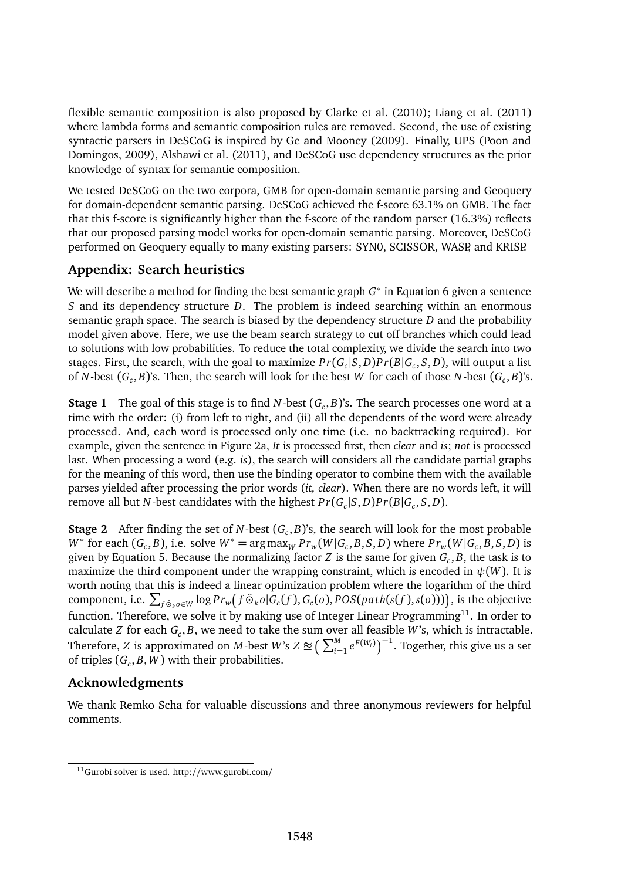flexible semantic composition is also proposed by Clarke et al. (2010); Liang et al. (2011) where lambda forms and semantic composition rules are removed. Second, the use of existing syntactic parsers in DeSCoG is inspired by Ge and Mooney (2009). Finally, UPS (Poon and Domingos, 2009), Alshawi et al. (2011), and DeSCoG use dependency structures as the prior knowledge of syntax for semantic composition.

We tested DeSCoG on the two corpora, GMB for open-domain semantic parsing and Geoquery for domain-dependent semantic parsing. DeSCoG achieved the f-score 63.1% on GMB. The fact that this f-score is significantly higher than the f-score of the random parser (16.3%) reflects that our proposed parsing model works for open-domain semantic parsing. Moreover, DeSCoG performed on Geoquery equally to many existing parsers: SYN0, SCISSOR, WASP, and KRISP.

## Appendix: Search heuristics

We will describe a method for finding the best semantic graph $G^*$ in Equation 6 given a sentence $S$ and its dependency structure $D$. The problem is indeed searching within an enormous semantic graph space. The search is biased by the dependency structure $D$ and the probability model given above. Here, we use the beam search strategy to cut off branches which could lead to solutions with low probabilities. To reduce the total complexity, we divide the search into two stages. First, the search, with the goal to maximize $Pr(G_c|S,D)Pr(B|G_c,S,D)$, will output a list of $N$-best $(G_c,B)$'s. Then, the search will look for the best $W$ for each of those $N$-best $(G_c,B)$'s.

**Stage 1** The goal of this stage is to find $N$-best $(G_c,B)$'s. The search processes one word at a time with the order: (i) from left to right, and (ii) all the dependents of the word were already processed. And, each word is processed only one time (i.e. no backtracking required). For example, given the sentence in Figure 2a, *It* is processed first, then *clear* and *is*; *not* is processed last. When processing a word (e.g. *is*), the search will considers all the candidate partial graphs for the meaning of this word, then use the binding operator to combine them with the available parses yielded after processing the prior words (*it, clear*). When there are no words left, it will remove all but $N$-best candidates with the highest $Pr(G_c|S,D)Pr(B|G_c,S,D)$.

**Stage 2** After finding the set of $N$-best $(G_c,B)$'s, the search will look for the most probable $W^*$ for each $(G_c,B)$, i.e. solve $W^* = \arg\max_W Pr_w(W|G_c,B,S,D)$ where $Pr_w(W|G_c,B,S,D)$ is given by Equation 5. Because the normalizing factor $Z$ is the same for given $G_c,B$, the task is to maximize the third component under the wrapping constraint, which is encoded in $\psi(W)$. It is worth noting that this is indeed a linear optimization problem where the logarithm of the third component, i.e. $\sum_{f \hat{\odot}_k o \in W} \log Pr_w\big(f \hat{\odot}_k o | G_c(f), G_c(o), POS(path(s(f), s(o)))\big)$, is the objective function. Therefore, we solve it by making use of Integer Linear Programming[11]. In order to calculate $Z$ for each $G_c,B$, we need to take the sum over all feasible $W$'s, which is intractable. Therefore, $Z$ is approximated on $M$-best $W$'s $Z \approxeq \big(\sum_{i=1}^{M} e^{F(W_i)}\big)^{-1}$. Together, this give us a set of triples $(G_c,B,W)$ with their probabilities.

## Acknowledgments

We thank Remko Scha for valuable discussions and three anonymous reviewers for helpful comments.

[11] Gurobi solver is used. http://www.gurobi.com/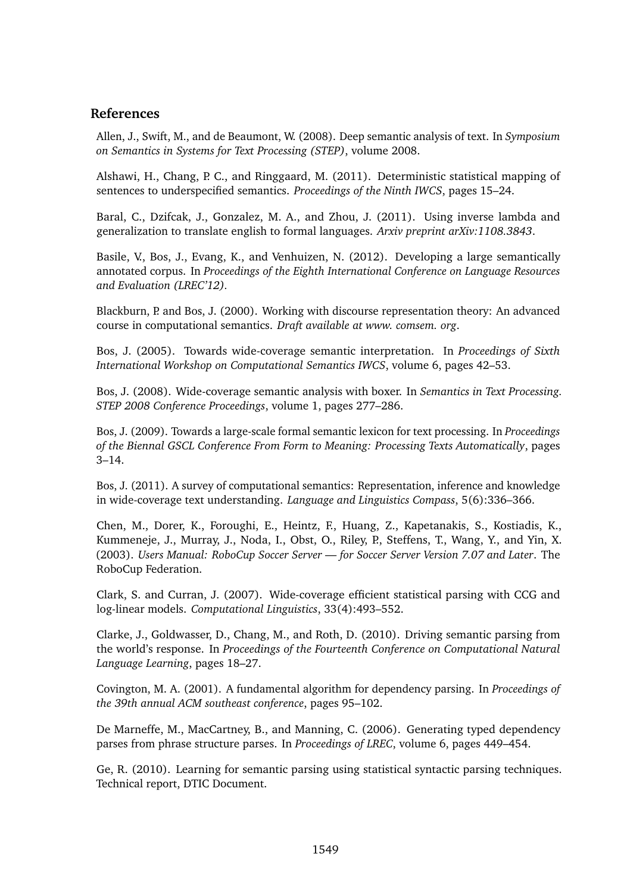## References

Allen, J., Swift, M., and de Beaumont, W. (2008). Deep semantic analysis of text. In *Symposium on Semantics in Systems for Text Processing (STEP)*, volume 2008.

Alshawi, H., Chang, P. C., and Ringgaard, M. (2011). Deterministic statistical mapping of sentences to underspecified semantics. *Proceedings of the Ninth IWCS*, pages 15–24.

Baral, C., Dzifcak, J., Gonzalez, M. A., and Zhou, J. (2011). Using inverse lambda and generalization to translate english to formal languages. *Arxiv preprint arXiv:1108.3843*.

Basile, V., Bos, J., Evang, K., and Venhuizen, N. (2012). Developing a large semantically annotated corpus. In *Proceedings of the Eighth International Conference on Language Resources and Evaluation (LREC'12)*.

Blackburn, P. and Bos, J. (2000). Working with discourse representation theory: An advanced course in computational semantics. *Draft available at www. comsem. org*.

Bos, J. (2005). Towards wide-coverage semantic interpretation. In *Proceedings of Sixth International Workshop on Computational Semantics IWCS*, volume 6, pages 42–53.

Bos, J. (2008). Wide-coverage semantic analysis with boxer. In *Semantics in Text Processing. STEP 2008 Conference Proceedings*, volume 1, pages 277–286.

Bos, J. (2009). Towards a large-scale formal semantic lexicon for text processing. In *Proceedings of the Biennal GSCL Conference From Form to Meaning: Processing Texts Automatically*, pages 3–14.

Bos, J. (2011). A survey of computational semantics: Representation, inference and knowledge in wide-coverage text understanding. *Language and Linguistics Compass*, 5(6):336–366.

Chen, M., Dorer, K., Foroughi, E., Heintz, F., Huang, Z., Kapetanakis, S., Kostiadis, K., Kummeneje, J., Murray, J., Noda, I., Obst, O., Riley, P., Steffens, T., Wang, Y., and Yin, X. (2003). *Users Manual: RoboCup Soccer Server — for Soccer Server Version 7.07 and Later*. The RoboCup Federation.

Clark, S. and Curran, J. (2007). Wide-coverage efficient statistical parsing with CCG and log-linear models. *Computational Linguistics*, 33(4):493–552.

Clarke, J., Goldwasser, D., Chang, M., and Roth, D. (2010). Driving semantic parsing from the world's response. In *Proceedings of the Fourteenth Conference on Computational Natural Language Learning*, pages 18–27.

Covington, M. A. (2001). A fundamental algorithm for dependency parsing. In *Proceedings of the 39th annual ACM southeast conference*, pages 95–102.

De Marneffe, M., MacCartney, B., and Manning, C. (2006). Generating typed dependency parses from phrase structure parses. In *Proceedings of LREC*, volume 6, pages 449–454.

Ge, R. (2010). Learning for semantic parsing using statistical syntactic parsing techniques. Technical report, DTIC Document.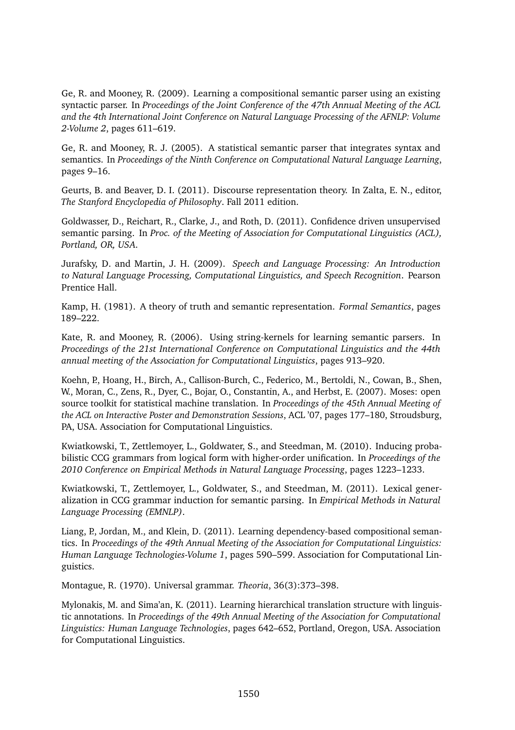Ge, R. and Mooney, R. (2009). Learning a compositional semantic parser using an existing syntactic parser. In *Proceedings of the Joint Conference of the 47th Annual Meeting of the ACL and the 4th International Joint Conference on Natural Language Processing of the AFNLP: Volume 2-Volume 2*, pages 611–619.

Ge, R. and Mooney, R. J. (2005). A statistical semantic parser that integrates syntax and semantics. In *Proceedings of the Ninth Conference on Computational Natural Language Learning*, pages 9–16.

Geurts, B. and Beaver, D. I. (2011). Discourse representation theory. In Zalta, E. N., editor, *The Stanford Encyclopedia of Philosophy*. Fall 2011 edition.

Goldwasser, D., Reichart, R., Clarke, J., and Roth, D. (2011). Confidence driven unsupervised semantic parsing. In *Proc. of the Meeting of Association for Computational Linguistics (ACL), Portland, OR, USA*.

Jurafsky, D. and Martin, J. H. (2009). *Speech and Language Processing: An Introduction to Natural Language Processing, Computational Linguistics, and Speech Recognition*. Pearson Prentice Hall.

Kamp, H. (1981). A theory of truth and semantic representation. *Formal Semantics*, pages 189–222.

Kate, R. and Mooney, R. (2006). Using string-kernels for learning semantic parsers. In *Proceedings of the 21st International Conference on Computational Linguistics and the 44th annual meeting of the Association for Computational Linguistics*, pages 913–920.

Koehn, P., Hoang, H., Birch, A., Callison-Burch, C., Federico, M., Bertoldi, N., Cowan, B., Shen, W., Moran, C., Zens, R., Dyer, C., Bojar, O., Constantin, A., and Herbst, E. (2007). Moses: open source toolkit for statistical machine translation. In *Proceedings of the 45th Annual Meeting of the ACL on Interactive Poster and Demonstration Sessions*, ACL '07, pages 177–180, Stroudsburg, PA, USA. Association for Computational Linguistics.

Kwiatkowski, T., Zettlemoyer, L., Goldwater, S., and Steedman, M. (2010). Inducing probabilistic CCG grammars from logical form with higher-order unification. In *Proceedings of the 2010 Conference on Empirical Methods in Natural Language Processing*, pages 1223–1233.

Kwiatkowski, T., Zettlemoyer, L., Goldwater, S., and Steedman, M. (2011). Lexical generalization in CCG grammar induction for semantic parsing. In *Empirical Methods in Natural Language Processing (EMNLP)*.

Liang, P., Jordan, M., and Klein, D. (2011). Learning dependency-based compositional semantics. In *Proceedings of the 49th Annual Meeting of the Association for Computational Linguistics: Human Language Technologies-Volume 1*, pages 590–599. Association for Computational Linguistics.

Montague, R. (1970). Universal grammar. *Theoria*, 36(3):373–398.

Mylonakis, M. and Sima'an, K. (2011). Learning hierarchical translation structure with linguistic annotations. In *Proceedings of the 49th Annual Meeting of the Association for Computational Linguistics: Human Language Technologies*, pages 642–652, Portland, Oregon, USA. Association for Computational Linguistics.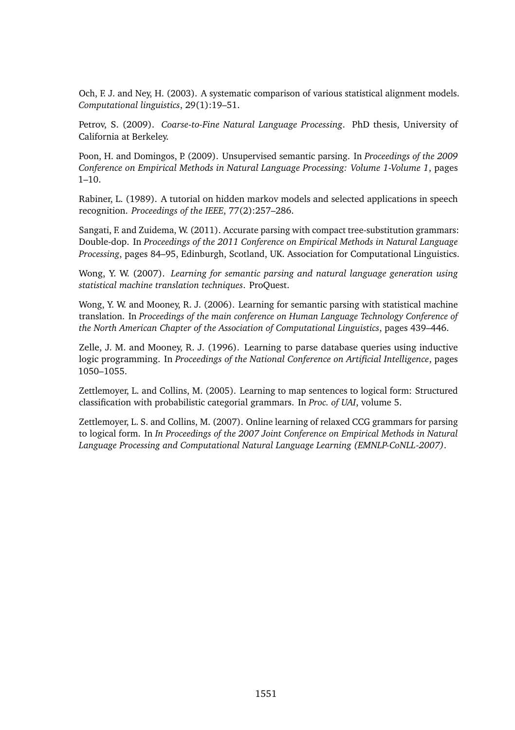Och, F. J. and Ney, H. (2003). A systematic comparison of various statistical alignment models. *Computational linguistics*, 29(1):19–51.

Petrov, S. (2009). *Coarse-to-Fine Natural Language Processing*. PhD thesis, University of California at Berkeley.

Poon, H. and Domingos, P. (2009). Unsupervised semantic parsing. In *Proceedings of the 2009 Conference on Empirical Methods in Natural Language Processing: Volume 1-Volume 1*, pages 1–10.

Rabiner, L. (1989). A tutorial on hidden markov models and selected applications in speech recognition. *Proceedings of the IEEE*, 77(2):257–286.

Sangati, F. and Zuidema, W. (2011). Accurate parsing with compact tree-substitution grammars: Double-dop. In *Proceedings of the 2011 Conference on Empirical Methods in Natural Language Processing*, pages 84–95, Edinburgh, Scotland, UK. Association for Computational Linguistics.

Wong, Y. W. (2007). *Learning for semantic parsing and natural language generation using statistical machine translation techniques*. ProQuest.

Wong, Y. W. and Mooney, R. J. (2006). Learning for semantic parsing with statistical machine translation. In *Proceedings of the main conference on Human Language Technology Conference of the North American Chapter of the Association of Computational Linguistics*, pages 439–446.

Zelle, J. M. and Mooney, R. J. (1996). Learning to parse database queries using inductive logic programming. In *Proceedings of the National Conference on Artificial Intelligence*, pages 1050–1055.

Zettlemoyer, L. and Collins, M. (2005). Learning to map sentences to logical form: Structured classification with probabilistic categorial grammars. In *Proc. of UAI*, volume 5.

Zettlemoyer, L. S. and Collins, M. (2007). Online learning of relaxed CCG grammars for parsing to logical form. In *In Proceedings of the 2007 Joint Conference on Empirical Methods in Natural Language Processing and Computational Natural Language Learning (EMNLP-CoNLL-2007)*.